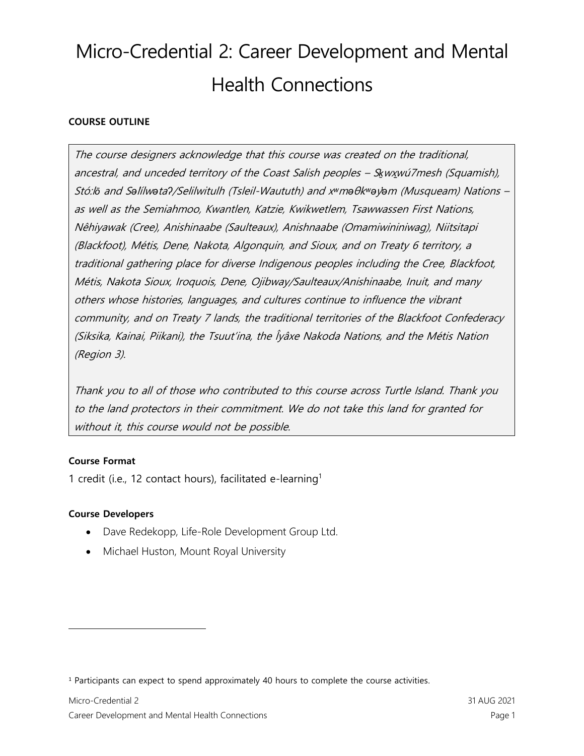# Micro-Credential 2: Career Development and Mental Health Connections

**COURSE OUTLINE**

*The course designers acknowledge that this course was created on the traditional, ancestral, and unceded territory of the Coast Salish peoples – Sḵwx̱wú7mesh (Squamish), Stó:lō and Səl̓ílwətaʔ/Selilwitulh (Tsleil-Waututh) and xʷməθkʷəy̓əm (Musqueam) Nations – as well as the Semiahmoo, Kwantlen, Katzie, Kwikwetlem, Tsawwassen First Nations, Nêhiyawak (Cree), Anishinaabe (Saulteaux), Anishnaabe (Omamiwininiwag), Niitsitapi (Blackfoot), Métis, Dene, Nakota, Algonquin, and Sioux, and on Treaty 6 territory, a traditional gathering place for diverse Indigenous peoples including the Cree, Blackfoot, Métis, Nakota Sioux, Iroquois, Dene, Ojibway/Saulteaux/Anishinaabe, Inuit, and many others whose histories, languages, and cultures continue to influence the vibrant community, and on Treaty 7 lands, the traditional territories of the Blackfoot Confederacy (Siksika, Kainai, Piikani), the Tsuut'ina, the Îyâxe Nakoda Nations, and the Métis Nation (Region 3).*

*Thank you to all of those who contributed to this course across Turtle Island. Thank you to the land protectors in their commitment. We do not take this land for granted for without it, this course would not be possible.*

**Course Format**

1 credit (i.e., 12 contact hours), facilitated e-learning[1]

**Course Developers**

- Dave Redekopp, Life-Role Development Group Ltd.
- Michael Huston, Mount Royal University

---

[1] Participants can expect to spend approximately 40 hours to complete the course activities.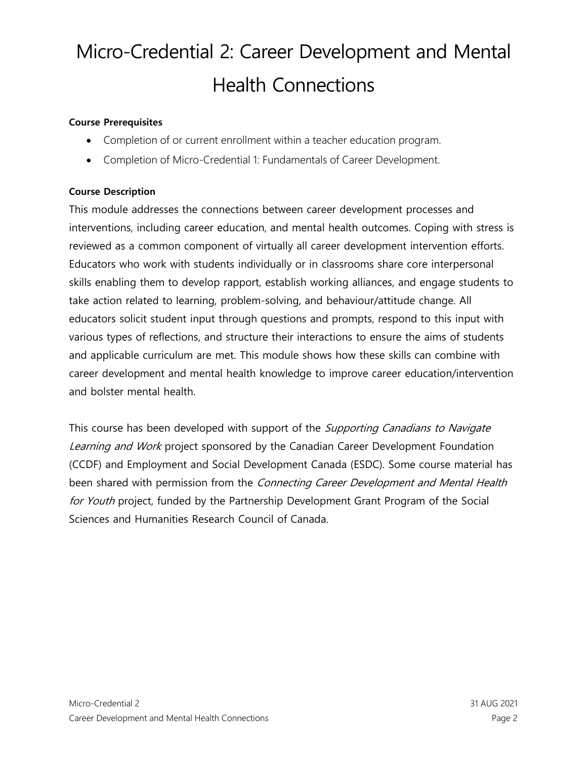# Micro-Credential 2: Career Development and Mental Health Connections

**Course Prerequisites**

- Completion of or current enrollment within a teacher education program.
- Completion of Micro-Credential 1: Fundamentals of Career Development.

**Course Description**

This module addresses the connections between career development processes and interventions, including career education, and mental health outcomes. Coping with stress is reviewed as a common component of virtually all career development intervention efforts. Educators who work with students individually or in classrooms share core interpersonal skills enabling them to develop rapport, establish working alliances, and engage students to take action related to learning, problem-solving, and behaviour/attitude change. All educators solicit student input through questions and prompts, respond to this input with various types of reflections, and structure their interactions to ensure the aims of students and applicable curriculum are met. This module shows how these skills can combine with career development and mental health knowledge to improve career education/intervention and bolster mental health.

This course has been developed with support of the *Supporting Canadians to Navigate Learning and Work* project sponsored by the Canadian Career Development Foundation (CCDF) and Employment and Social Development Canada (ESDC). Some course material has been shared with permission from the *Connecting Career Development and Mental Health for Youth* project, funded by the Partnership Development Grant Program of the Social Sciences and Humanities Research Council of Canada.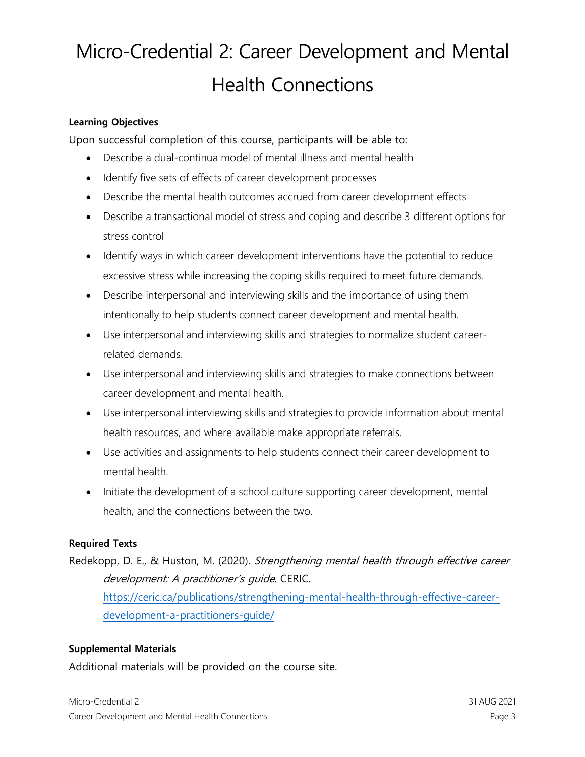# Micro-Credential 2: Career Development and Mental Health Connections

**Learning Objectives**

Upon successful completion of this course, participants will be able to:

- Describe a dual-continua model of mental illness and mental health
- Identify five sets of effects of career development processes
- Describe the mental health outcomes accrued from career development effects
- Describe a transactional model of stress and coping and describe 3 different options for stress control
- Identify ways in which career development interventions have the potential to reduce excessive stress while increasing the coping skills required to meet future demands.
- Describe interpersonal and interviewing skills and the importance of using them intentionally to help students connect career development and mental health.
- Use interpersonal and interviewing skills and strategies to normalize student career-related demands.
- Use interpersonal and interviewing skills and strategies to make connections between career development and mental health.
- Use interpersonal interviewing skills and strategies to provide information about mental health resources, and where available make appropriate referrals.
- Use activities and assignments to help students connect their career development to mental health.
- Initiate the development of a school culture supporting career development, mental health, and the connections between the two.

**Required Texts**

Redekopp, D. E., & Huston, M. (2020). *Strengthening mental health through effective career development: A practitioner's guide*. CERIC. https://ceric.ca/publications/strengthening-mental-health-through-effective-career-development-a-practitioners-guide/

**Supplemental Materials**

Additional materials will be provided on the course site.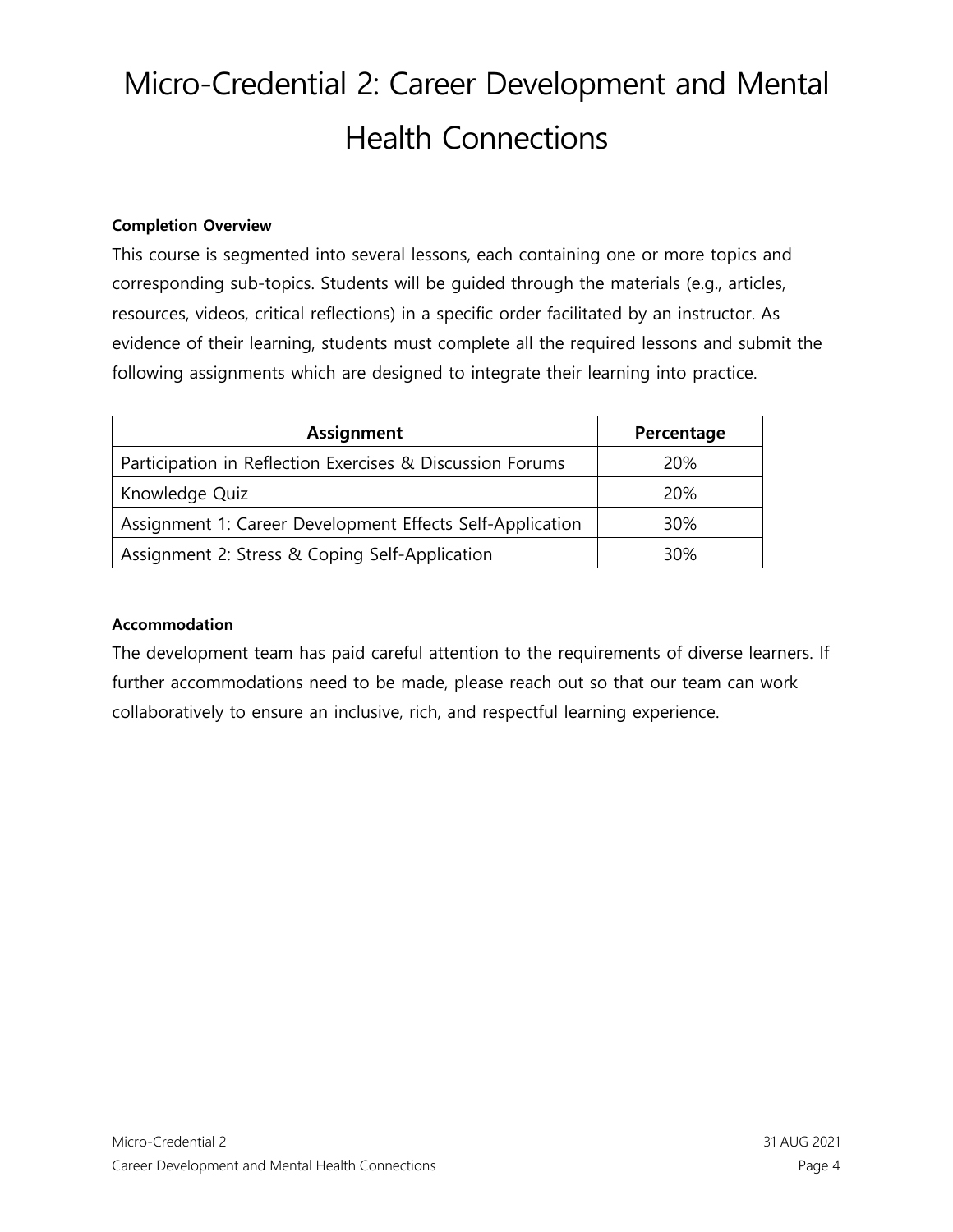# Micro-Credential 2: Career Development and Mental Health Connections

**Completion Overview**

This course is segmented into several lessons, each containing one or more topics and corresponding sub-topics. Students will be guided through the materials (e.g., articles, resources, videos, critical reflections) in a specific order facilitated by an instructor. As evidence of their learning, students must complete all the required lessons and submit the following assignments which are designed to integrate their learning into practice.

| Assignment | Percentage |
| --- | --- |
| Participation in Reflection Exercises & Discussion Forums | 20% |
| Knowledge Quiz | 20% |
| Assignment 1: Career Development Effects Self-Application | 30% |
| Assignment 2: Stress & Coping Self-Application | 30% |

**Accommodation**

The development team has paid careful attention to the requirements of diverse learners. If further accommodations need to be made, please reach out so that our team can work collaboratively to ensure an inclusive, rich, and respectful learning experience.